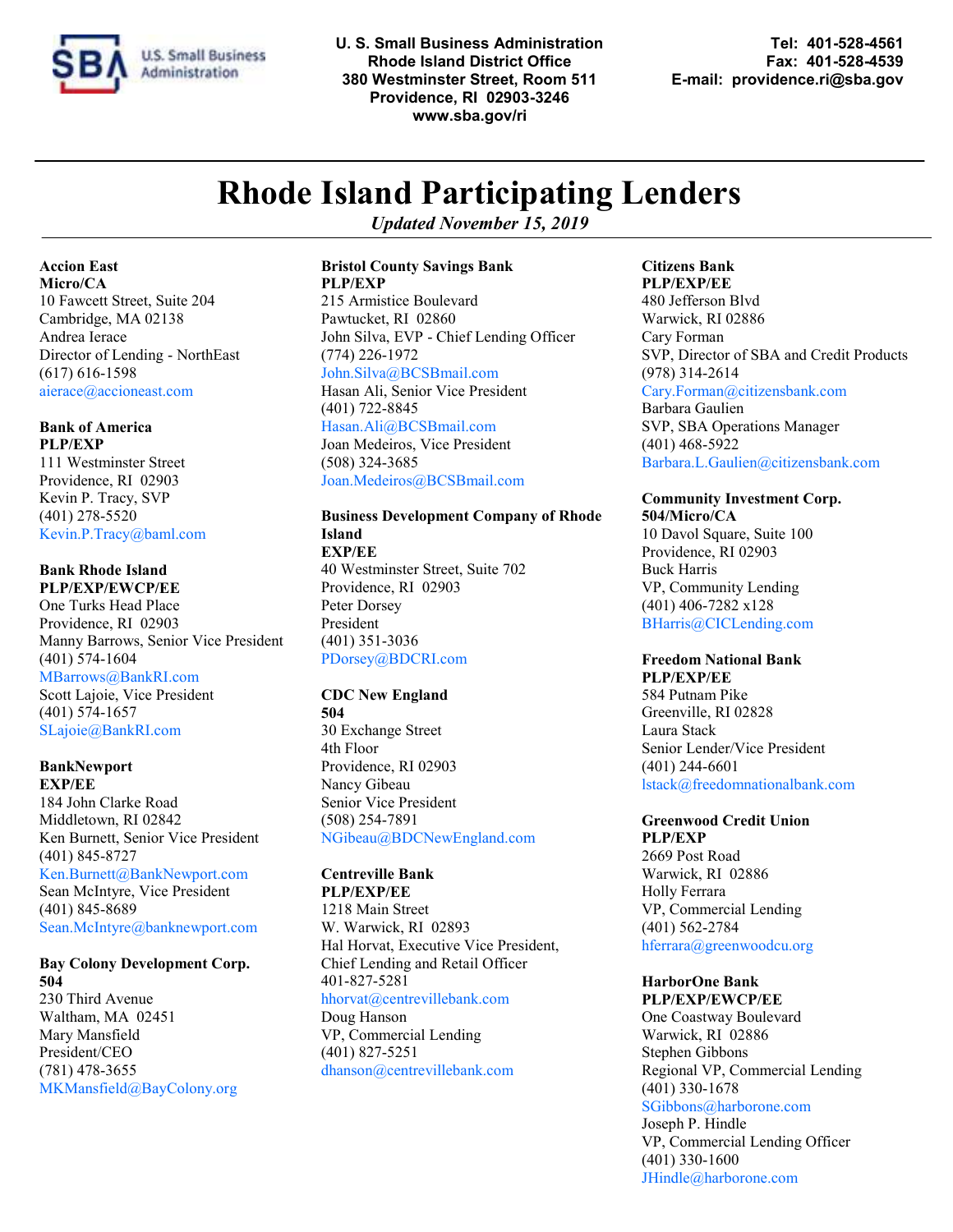U. S. Small Business Administration
Rhode Island District Office
380 Westminster Street, Room 511
Providence, RI 02903-3246
www.sba.gov/ri

Tel: 401-528-4561
Fax: 401-528-4539
E-mail: providence.ri@sba.gov

# Rhode Island Participating Lenders

*Updated November 15, 2019*

**Accion East**
**Micro/CA**
10 Fawcett Street, Suite 204
Cambridge, MA 02138
Andrea Ierace
Director of Lending - NorthEast
(617) 616-1598
aierace@accioneast.com

**Bank of America**
**PLP/EXP**
111 Westminster Street
Providence, RI 02903
Kevin P. Tracy, SVP
(401) 278-5520
Kevin.P.Tracy@baml.com

**Bank Rhode Island**
**PLP/EXP/EWCP/EE**
One Turks Head Place
Providence, RI 02903
Manny Barrows, Senior Vice President
(401) 574-1604
MBarrows@BankRI.com
Scott Lajoie, Vice President
(401) 574-1657
SLajoie@BankRI.com

**BankNewport**
**EXP/EE**
184 John Clarke Road
Middletown, RI 02842
Ken Burnett, Senior Vice President
(401) 845-8727
Ken.Burnett@BankNewport.com
Sean McIntyre, Vice President
(401) 845-8689
Sean.McIntyre@banknewport.com

**Bay Colony Development Corp.**
**504**
230 Third Avenue
Waltham, MA 02451
Mary Mansfield
President/CEO
(781) 478-3655
MKMansfield@BayColony.org

**Bristol County Savings Bank**
**PLP/EXP**
215 Armistice Boulevard
Pawtucket, RI 02860
John Silva, EVP - Chief Lending Officer
(774) 226-1972
John.Silva@BCSBmail.com
Hasan Ali, Senior Vice President
(401) 722-8845
Hasan.Ali@BCSBmail.com
Joan Medeiros, Vice President
(508) 324-3685
Joan.Medeiros@BCSBmail.com

**Business Development Company of Rhode Island**
**EXP/EE**
40 Westminster Street, Suite 702
Providence, RI 02903
Peter Dorsey
President
(401) 351-3036
PDorsey@BDCRI.com

**CDC New England**
**504**
30 Exchange Street
4th Floor
Providence, RI 02903
Nancy Gibeau
Senior Vice President
(508) 254-7891
NGibeau@BDCNewEngland.com

**Centreville Bank**
**PLP/EXP/EE**
1218 Main Street
W. Warwick, RI 02893
Hal Horvat, Executive Vice President,
Chief Lending and Retail Officer
401-827-5281
hhorvat@centrevillebank.com
Doug Hanson
VP, Commercial Lending
(401) 827-5251
dhanson@centrevillebank.com

**Citizens Bank**
**PLP/EXP/EE**
480 Jefferson Blvd
Warwick, RI 02886
Cary Forman
SVP, Director of SBA and Credit Products
(978) 314-2614
Cary.Forman@citizensbank.com
Barbara Gaulien
SVP, SBA Operations Manager
(401) 468-5922
Barbara.L.Gaulien@citizensbank.com

**Community Investment Corp.**
**504/Micro/CA**
10 Davol Square, Suite 100
Providence, RI 02903
Buck Harris
VP, Community Lending
(401) 406-7282 x128
BHarris@CICLending.com

**Freedom National Bank**
**PLP/EXP/EE**
584 Putnam Pike
Greenville, RI 02828
Laura Stack
Senior Lender/Vice President
(401) 244-6601
lstack@freedomnationalbank.com

**Greenwood Credit Union**
**PLP/EXP**
2669 Post Road
Warwick, RI 02886
Holly Ferrara
VP, Commercial Lending
(401) 562-2784
hferrara@greenwoodcu.org

**HarborOne Bank**
**PLP/EXP/EWCP/EE**
One Coastway Boulevard
Warwick, RI 02886
Stephen Gibbons
Regional VP, Commercial Lending
(401) 330-1678
SGibbons@harborone.com
Joseph P. Hindle
VP, Commercial Lending Officer
(401) 330-1600
JHindle@harborone.com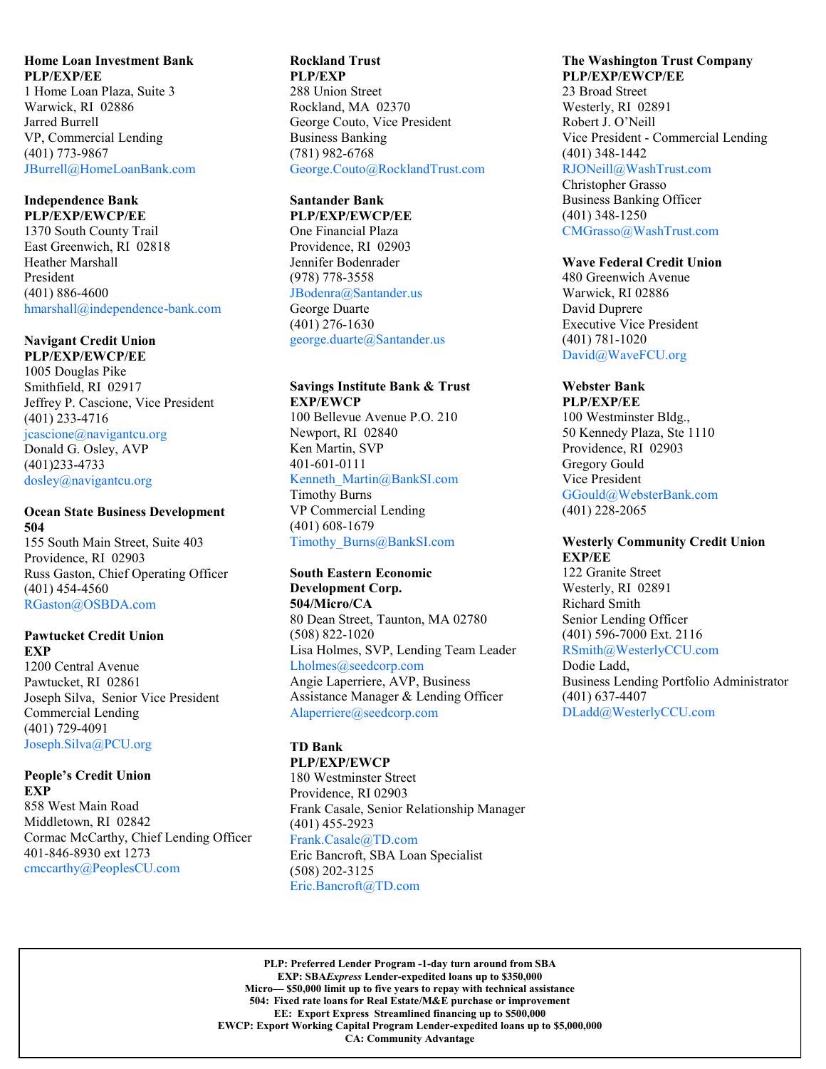**Home Loan Investment Bank**
**PLP/EXP/EE**
1 Home Loan Plaza, Suite 3
Warwick, RI 02886
Jarred Burrell
VP, Commercial Lending
(401) 773-9867
JBurrell@HomeLoanBank.com

**Independence Bank**
**PLP/EXP/EWCP/EE**
1370 South County Trail
East Greenwich, RI 02818
Heather Marshall
President
(401) 886-4600
hmarshall@independence-bank.com

**Navigant Credit Union**
**PLP/EXP/EWCP/EE**
1005 Douglas Pike
Smithfield, RI 02917
Jeffrey P. Cascione, Vice President
(401) 233-4716
jcascione@navigantcu.org
Donald G. Osley, AVP
(401)233-4733
dosley@navigantcu.org

**Ocean State Business Development**
**504**
155 South Main Street, Suite 403
Providence, RI 02903
Russ Gaston, Chief Operating Officer
(401) 454-4560
RGaston@OSBDA.com

**Pawtucket Credit Union**
**EXP**
1200 Central Avenue
Pawtucket, RI 02861
Joseph Silva, Senior Vice President
Commercial Lending
(401) 729-4091
Joseph.Silva@PCU.org

**People's Credit Union**
**EXP**
858 West Main Road
Middletown, RI 02842
Cormac McCarthy, Chief Lending Officer
401-846-8930 ext 1273
cmccarthy@PeoplesCU.com

**Rockland Trust**
**PLP/EXP**
288 Union Street
Rockland, MA 02370
George Couto, Vice President
Business Banking
(781) 982-6768
George.Couto@RocklandTrust.com

**Santander Bank**
**PLP/EXP/EWCP/EE**
One Financial Plaza
Providence, RI 02903
Jennifer Bodenrader
(978) 778-3558
JBodenra@Santander.us
George Duarte
(401) 276-1630
george.duarte@Santander.us

**Savings Institute Bank & Trust**
**EXP/EWCP**
100 Bellevue Avenue P.O. 210
Newport, RI 02840
Ken Martin, SVP
401-601-0111
Kenneth_Martin@BankSI.com
Timothy Burns
VP Commercial Lending
(401) 608-1679
Timothy_Burns@BankSI.com

**South Eastern Economic Development Corp.**
**504/Micro/CA**
80 Dean Street, Taunton, MA 02780
(508) 822-1020
Lisa Holmes, SVP, Lending Team Leader
Lholmes@seedcorp.com
Angie Laperriere, AVP, Business Assistance Manager & Lending Officer
Alaperriere@seedcorp.com

**TD Bank**
**PLP/EXP/EWCP**
180 Westminster Street
Providence, RI 02903
Frank Casale, Senior Relationship Manager
(401) 455-2923
Frank.Casale@TD.com
Eric Bancroft, SBA Loan Specialist
(508) 202-3125
Eric.Bancroft@TD.com

**The Washington Trust Company**
**PLP/EXP/EWCP/EE**
23 Broad Street
Westerly, RI 02891
Robert J. O'Neill
Vice President - Commercial Lending
(401) 348-1442
RJONeill@WashTrust.com
Christopher Grasso
Business Banking Officer
(401) 348-1250
CMGrasso@WashTrust.com

**Wave Federal Credit Union**
480 Greenwich Avenue
Warwick, RI 02886
David Duprere
Executive Vice President
(401) 781-1020
David@WaveFCU.org

**Webster Bank**
**PLP/EXP/EE**
100 Westminster Bldg.,
50 Kennedy Plaza, Ste 1110
Providence, RI 02903
Gregory Gould
Vice President
GGould@WebsterBank.com
(401) 228-2065

**Westerly Community Credit Union**
**EXP/EE**
122 Granite Street
Westerly, RI 02891
Richard Smith
Senior Lending Officer
(401) 596-7000 Ext. 2116
RSmith@WesterlyCCU.com
Dodie Ladd,
Business Lending Portfolio Administrator
(401) 637-4407
DLadd@WesterlyCCU.com

**PLP: Preferred Lender Program -1-day turn around from SBA**
**EXP: SBA*Express* Lender-expedited loans up to $350,000**
**Micro— $50,000 limit up to five years to repay with technical assistance**
**504: Fixed rate loans for Real Estate/M&E purchase or improvement**
**EE: Export Express Streamlined financing up to $500,000**
**EWCP: Export Working Capital Program Lender-expedited loans up to $5,000,000**
**CA: Community Advantage**